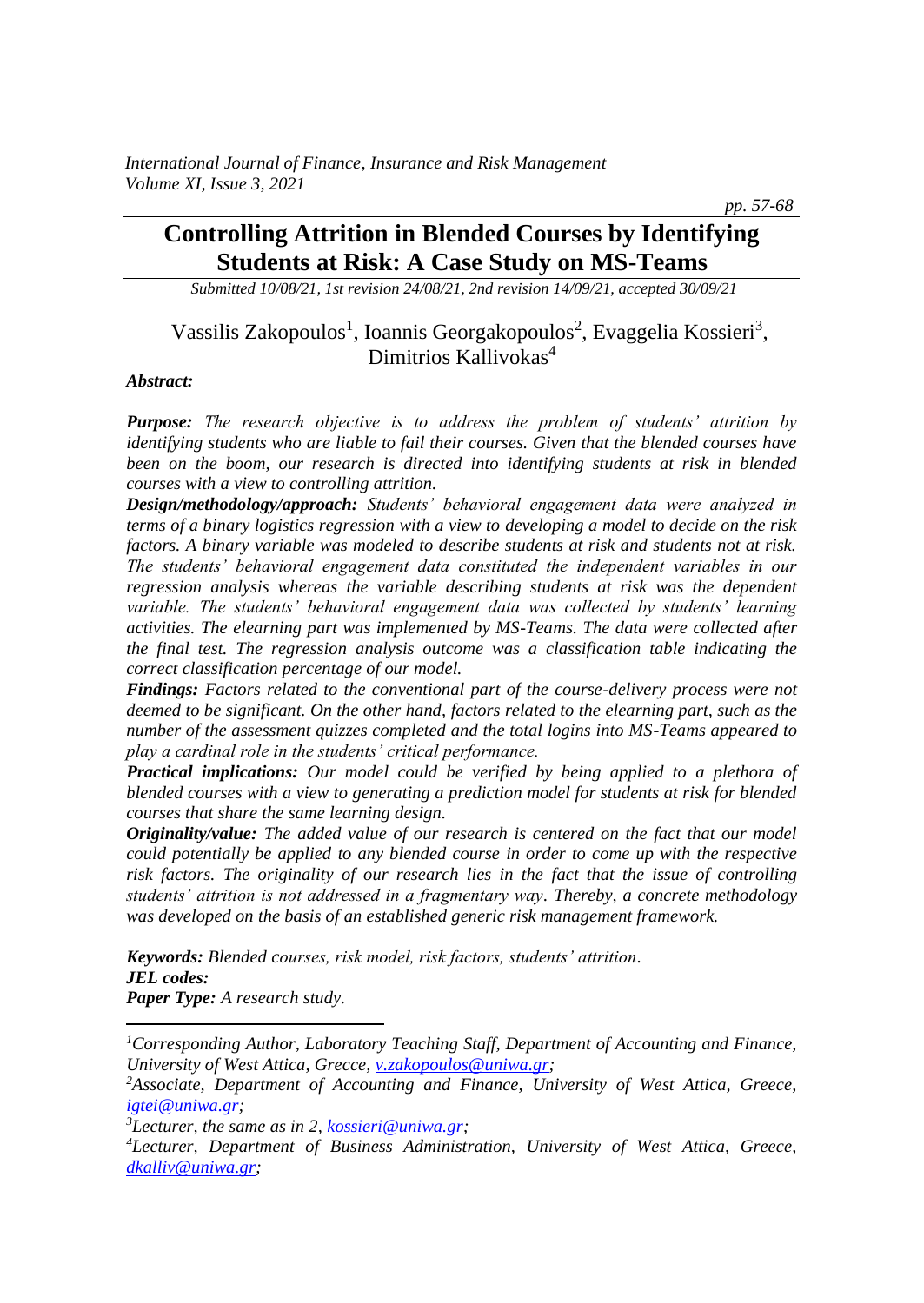# Controlling Attrition in Blended Courses by Identifying Students at Risk: A Case Study on MS-Teams

*Submitted 10/08/21, 1st revision 24/08/21, 2nd revision 14/09/21, accepted 30/09/21*

Vassilis Zakopoulos[1], Ioannis Georgakopoulos[2], Evaggelia Kossieri[3], Dimitrios Kallivokas[4]

***Abstract:***

***Purpose:*** *The research objective is to address the problem of students' attrition by identifying students who are liable to fail their courses. Given that the blended courses have been on the boom, our research is directed into identifying students at risk in blended courses with a view to controlling attrition.*

***Design/methodology/approach:*** *Students' behavioral engagement data were analyzed in terms of a binary logistics regression with a view to developing a model to decide on the risk factors. A binary variable was modeled to describe students at risk and students not at risk. The students' behavioral engagement data constituted the independent variables in our regression analysis whereas the variable describing students at risk was the dependent variable. The students' behavioral engagement data was collected by students' learning activities. The elearning part was implemented by MS-Teams. The data were collected after the final test. The regression analysis outcome was a classification table indicating the correct classification percentage of our model.*

***Findings:*** *Factors related to the conventional part of the course-delivery process were not deemed to be significant. On the other hand, factors related to the elearning part, such as the number of the assessment quizzes completed and the total logins into MS-Teams appeared to play a cardinal role in the students' critical performance.*

***Practical implications:*** *Our model could be verified by being applied to a plethora of blended courses with a view to generating a prediction model for students at risk for blended courses that share the same learning design.*

***Originality/value:*** *The added value of our research is centered on the fact that our model could potentially be applied to any blended course in order to come up with the respective risk factors. The originality of our research lies in the fact that the issue of controlling students' attrition is not addressed in a fragmentary way. Thereby, a concrete methodology was developed on the basis of an established generic risk management framework.*

***Keywords:*** *Blended courses, risk model, risk factors, students' attrition.*

***JEL codes:***

***Paper Type:*** *A research study.*

---

[1]*Corresponding Author, Laboratory Teaching Staff, Department of Accounting and Finance, University of West Attica, Grecce, v.zakopoulos@uniwa.gr;*

[2]*Associate, Department of Accounting and Finance, University of West Attica, Greece, igtei@uniwa.gr;*

[3]*Lecturer, the same as in 2, kossieri@uniwa.gr;*

[4]*Lecturer, Department of Business Administration, University of West Attica, Greece, dkalliv@uniwa.gr;*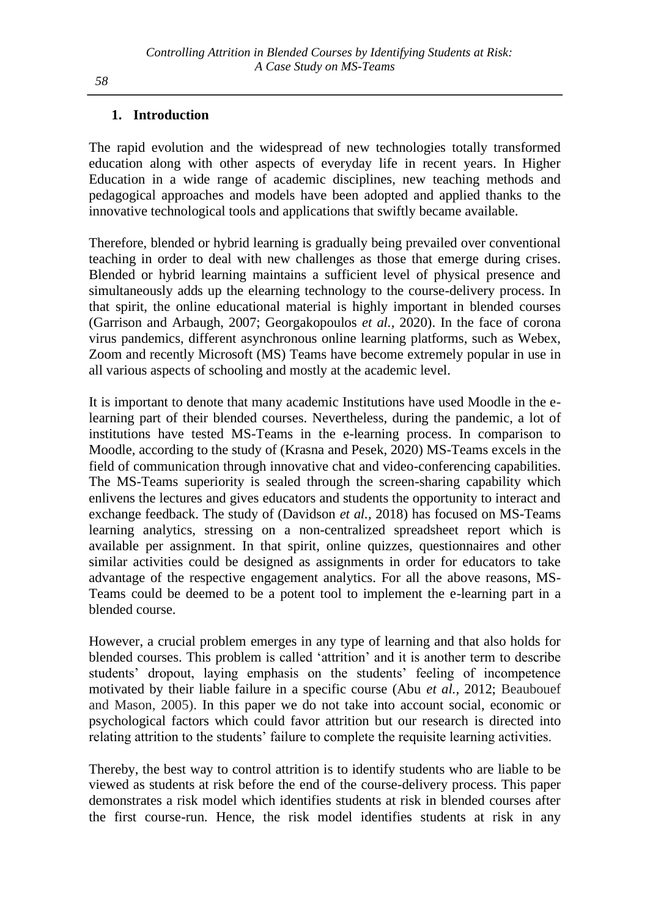## 1. Introduction

The rapid evolution and the widespread of new technologies totally transformed education along with other aspects of everyday life in recent years. In Higher Education in a wide range of academic disciplines, new teaching methods and pedagogical approaches and models have been adopted and applied thanks to the innovative technological tools and applications that swiftly became available.

Therefore, blended or hybrid learning is gradually being prevailed over conventional teaching in order to deal with new challenges as those that emerge during crises. Blended or hybrid learning maintains a sufficient level of physical presence and simultaneously adds up the elearning technology to the course-delivery process. In that spirit, the online educational material is highly important in blended courses (Garrison and Arbaugh, 2007; Georgakopoulos *et al.*, 2020). In the face of corona virus pandemics, different asynchronous online learning platforms, such as Webex, Zoom and recently Microsoft (MS) Teams have become extremely popular in use in all various aspects of schooling and mostly at the academic level.

It is important to denote that many academic Institutions have used Moodle in the e-learning part of their blended courses. Nevertheless, during the pandemic, a lot of institutions have tested MS-Teams in the e-learning process. In comparison to Moodle, according to the study of (Krasna and Pesek, 2020) MS-Teams excels in the field of communication through innovative chat and video-conferencing capabilities. The MS-Teams superiority is sealed through the screen-sharing capability which enlivens the lectures and gives educators and students the opportunity to interact and exchange feedback. The study of (Davidson *et al.*, 2018) has focused on MS-Teams learning analytics, stressing on a non-centralized spreadsheet report which is available per assignment. In that spirit, online quizzes, questionnaires and other similar activities could be designed as assignments in order for educators to take advantage of the respective engagement analytics. For all the above reasons, MS-Teams could be deemed to be a potent tool to implement the e-learning part in a blended course.

However, a crucial problem emerges in any type of learning and that also holds for blended courses. This problem is called 'attrition' and it is another term to describe students' dropout, laying emphasis on the students' feeling of incompetence motivated by their liable failure in a specific course (Abu *et al.*, 2012; Beaubouef and Mason, 2005). In this paper we do not take into account social, economic or psychological factors which could favor attrition but our research is directed into relating attrition to the students' failure to complete the requisite learning activities.

Thereby, the best way to control attrition is to identify students who are liable to be viewed as students at risk before the end of the course-delivery process. This paper demonstrates a risk model which identifies students at risk in blended courses after the first course-run. Hence, the risk model identifies students at risk in any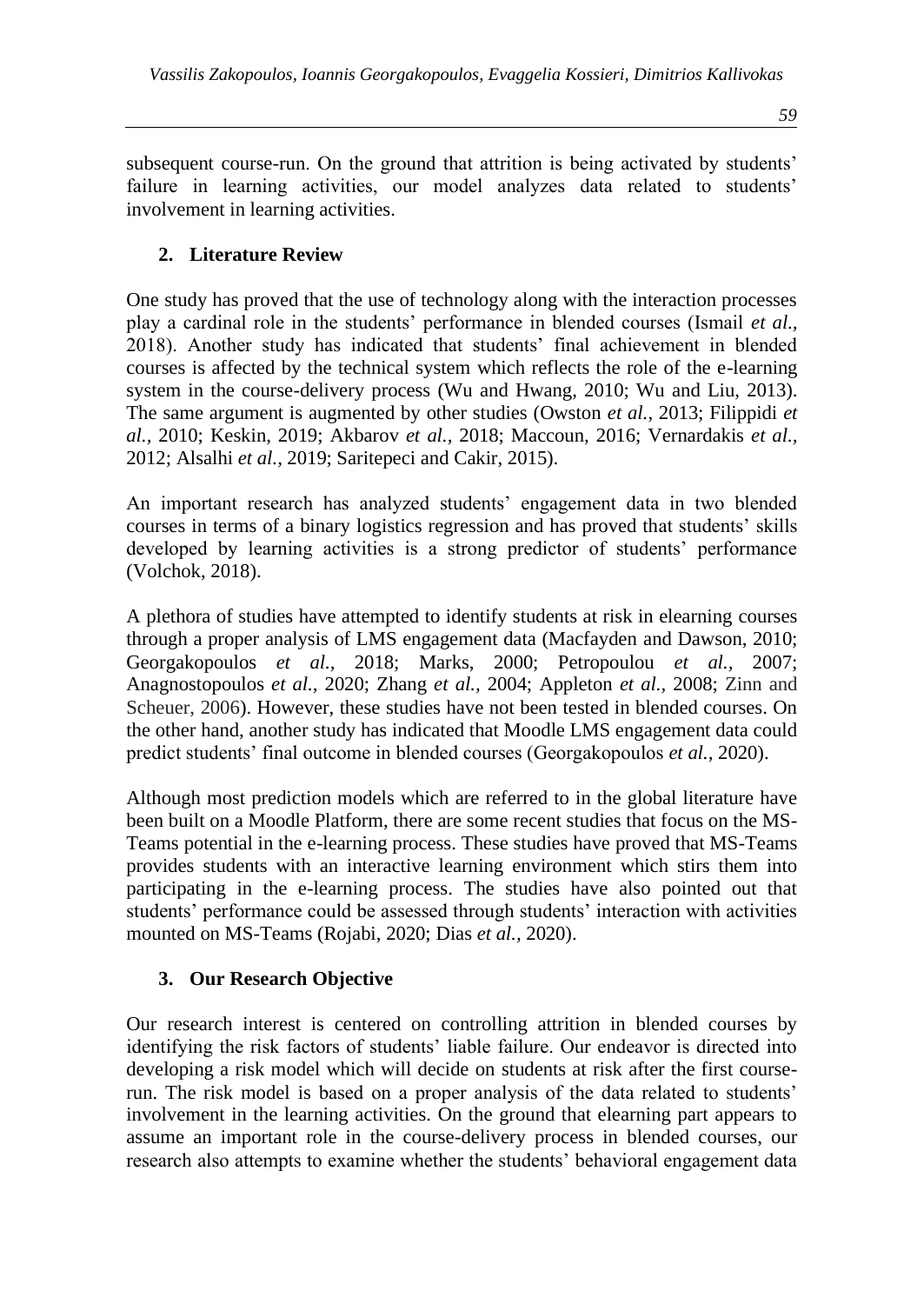subsequent course-run. On the ground that attrition is being activated by students' failure in learning activities, our model analyzes data related to students' involvement in learning activities.

## 2. Literature Review

One study has proved that the use of technology along with the interaction processes play a cardinal role in the students' performance in blended courses (Ismail *et al.*, 2018). Another study has indicated that students' final achievement in blended courses is affected by the technical system which reflects the role of the e-learning system in the course-delivery process (Wu and Hwang, 2010; Wu and Liu, 2013). The same argument is augmented by other studies (Owston *et al.*, 2013; Filippidi *et al.*, 2010; Keskin, 2019; Akbarov *et al.*, 2018; Maccoun, 2016; Vernardakis *et al.*, 2012; Alsalhi *et al.*, 2019; Saritepeci and Cakir, 2015).

An important research has analyzed students' engagement data in two blended courses in terms of a binary logistics regression and has proved that students' skills developed by learning activities is a strong predictor of students' performance (Volchok, 2018).

A plethora of studies have attempted to identify students at risk in elearning courses through a proper analysis of LMS engagement data (Macfayden and Dawson, 2010; Georgakopoulos *et al.*, 2018; Marks, 2000; Petropoulou *et al.*, 2007; Anagnostopoulos *et al.*, 2020; Zhang *et al.*, 2004; Appleton *et al.*, 2008; Zinn and Scheuer, 2006). However, these studies have not been tested in blended courses. On the other hand, another study has indicated that Moodle LMS engagement data could predict students' final outcome in blended courses (Georgakopoulos *et al.*, 2020).

Although most prediction models which are referred to in the global literature have been built on a Moodle Platform, there are some recent studies that focus on the MS-Teams potential in the e-learning process. These studies have proved that MS-Teams provides students with an interactive learning environment which stirs them into participating in the e-learning process. The studies have also pointed out that students' performance could be assessed through students' interaction with activities mounted on MS-Teams (Rojabi, 2020; Dias *et al.*, 2020).

## 3. Our Research Objective

Our research interest is centered on controlling attrition in blended courses by identifying the risk factors of students' liable failure. Our endeavor is directed into developing a risk model which will decide on students at risk after the first course-run. The risk model is based on a proper analysis of the data related to students' involvement in the learning activities. On the ground that elearning part appears to assume an important role in the course-delivery process in blended courses, our research also attempts to examine whether the students' behavioral engagement data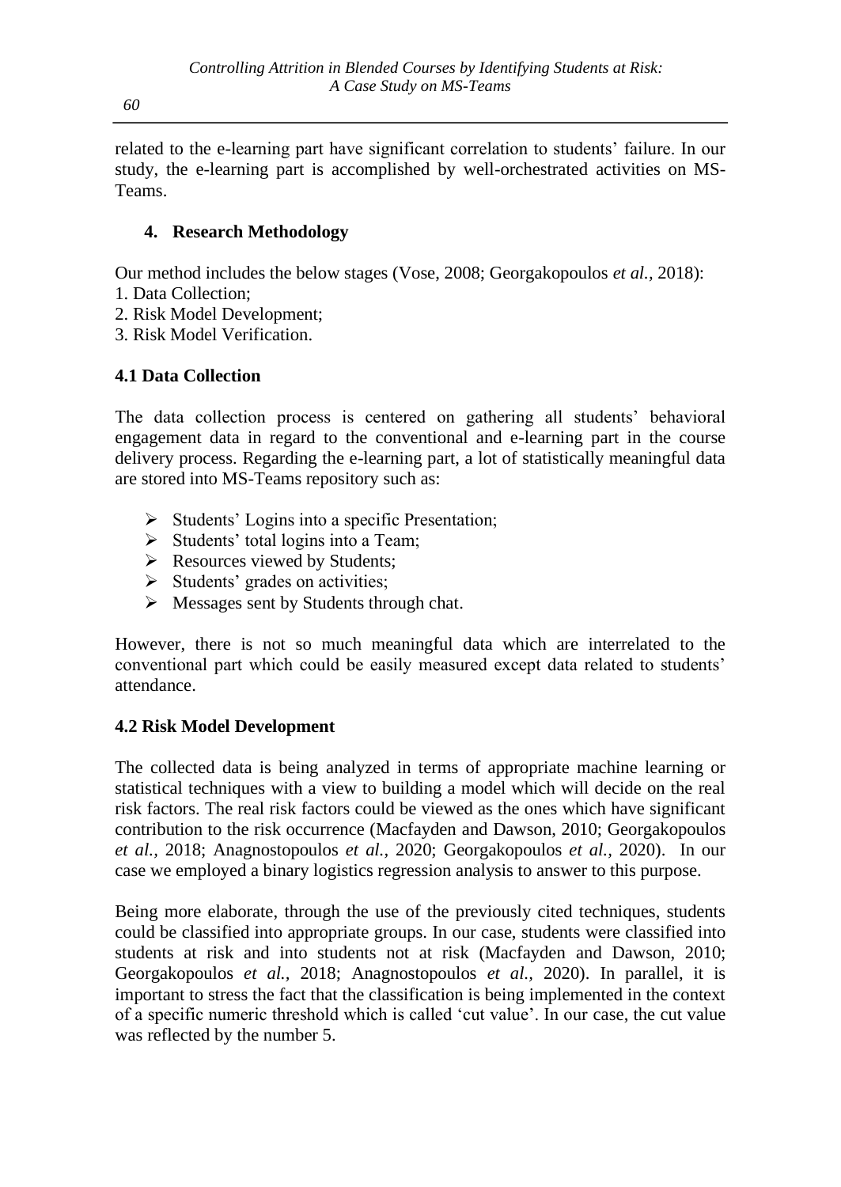related to the e-learning part have significant correlation to students' failure. In our study, the e-learning part is accomplished by well-orchestrated activities on MS-Teams.

## 4. Research Methodology

Our method includes the below stages (Vose, 2008; Georgakopoulos *et al.*, 2018):

1. Data Collection;
2. Risk Model Development;
3. Risk Model Verification.

### 4.1 Data Collection

The data collection process is centered on gathering all students' behavioral engagement data in regard to the conventional and e-learning part in the course delivery process. Regarding the e-learning part, a lot of statistically meaningful data are stored into MS-Teams repository such as:

- Students' Logins into a specific Presentation;
- Students' total logins into a Team;
- Resources viewed by Students;
- Students' grades on activities;
- Messages sent by Students through chat.

However, there is not so much meaningful data which are interrelated to the conventional part which could be easily measured except data related to students' attendance.

### 4.2 Risk Model Development

The collected data is being analyzed in terms of appropriate machine learning or statistical techniques with a view to building a model which will decide on the real risk factors. The real risk factors could be viewed as the ones which have significant contribution to the risk occurrence (Macfayden and Dawson, 2010; Georgakopoulos *et al.*, 2018; Anagnostopoulos *et al.*, 2020; Georgakopoulos *et al.*, 2020). In our case we employed a binary logistics regression analysis to answer to this purpose.

Being more elaborate, through the use of the previously cited techniques, students could be classified into appropriate groups. In our case, students were classified into students at risk and into students not at risk (Macfayden and Dawson, 2010; Georgakopoulos *et al.*, 2018; Anagnostopoulos *et al.*, 2020). In parallel, it is important to stress the fact that the classification is being implemented in the context of a specific numeric threshold which is called 'cut value'. In our case, the cut value was reflected by the number 5.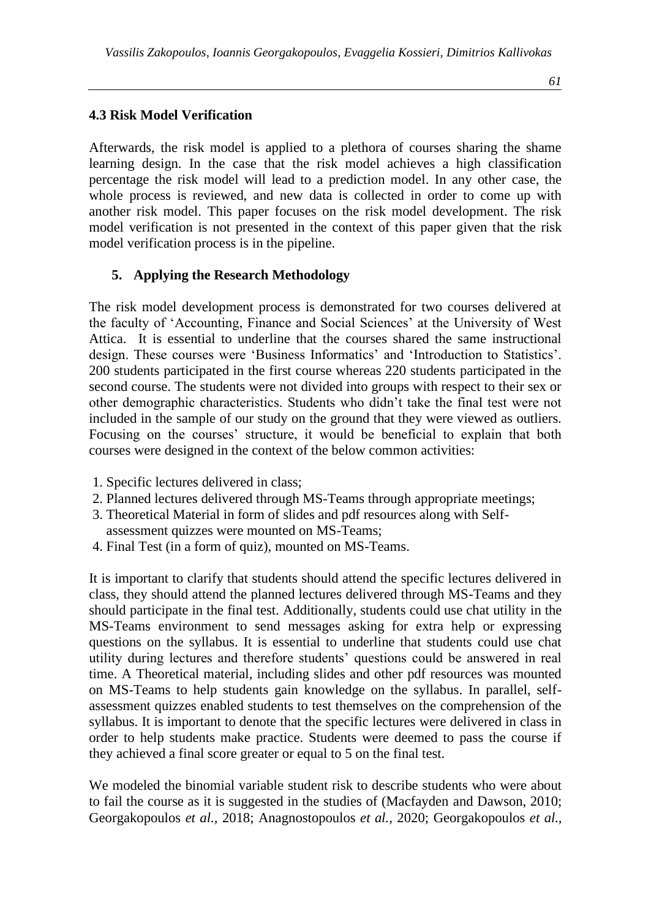### 4.3 Risk Model Verification

Afterwards, the risk model is applied to a plethora of courses sharing the shame learning design. In the case that the risk model achieves a high classification percentage the risk model will lead to a prediction model. In any other case, the whole process is reviewed, and new data is collected in order to come up with another risk model. This paper focuses on the risk model development. The risk model verification is not presented in the context of this paper given that the risk model verification process is in the pipeline.

## 5. Applying the Research Methodology

The risk model development process is demonstrated for two courses delivered at the faculty of 'Accounting, Finance and Social Sciences' at the University of West Attica. It is essential to underline that the courses shared the same instructional design. These courses were 'Business Informatics' and 'Introduction to Statistics'. 200 students participated in the first course whereas 220 students participated in the second course. The students were not divided into groups with respect to their sex or other demographic characteristics. Students who didn't take the final test were not included in the sample of our study on the ground that they were viewed as outliers. Focusing on the courses' structure, it would be beneficial to explain that both courses were designed in the context of the below common activities:

1. Specific lectures delivered in class;
2. Planned lectures delivered through MS-Teams through appropriate meetings;
3. Theoretical Material in form of slides and pdf resources along with Self-assessment quizzes were mounted on MS-Teams;
4. Final Test (in a form of quiz), mounted on MS-Teams.

It is important to clarify that students should attend the specific lectures delivered in class, they should attend the planned lectures delivered through MS-Teams and they should participate in the final test. Additionally, students could use chat utility in the MS-Teams environment to send messages asking for extra help or expressing questions on the syllabus. It is essential to underline that students could use chat utility during lectures and therefore students' questions could be answered in real time. A Theoretical material, including slides and other pdf resources was mounted on MS-Teams to help students gain knowledge on the syllabus. In parallel, self-assessment quizzes enabled students to test themselves on the comprehension of the syllabus. It is important to denote that the specific lectures were delivered in class in order to help students make practice. Students were deemed to pass the course if they achieved a final score greater or equal to 5 on the final test.

We modeled the binomial variable student risk to describe students who were about to fail the course as it is suggested in the studies of (Macfayden and Dawson, 2010; Georgakopoulos *et al.*, 2018; Anagnostopoulos *et al.*, 2020; Georgakopoulos *et al.*,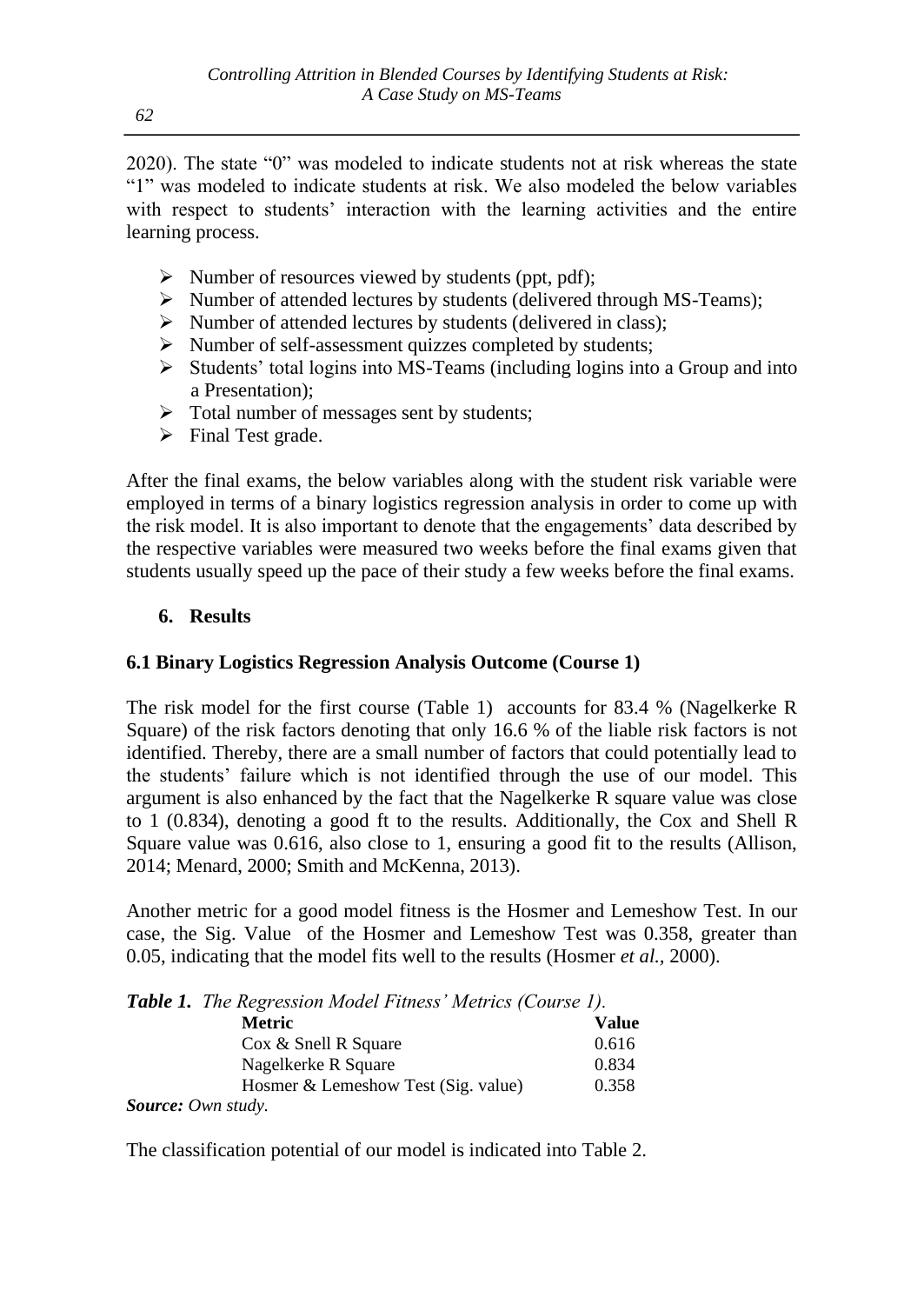2020). The state "0" was modeled to indicate students not at risk whereas the state "1" was modeled to indicate students at risk. We also modeled the below variables with respect to students' interaction with the learning activities and the entire learning process.

- Number of resources viewed by students (ppt, pdf);
- Number of attended lectures by students (delivered through MS-Teams);
- Number of attended lectures by students (delivered in class);
- Number of self-assessment quizzes completed by students;
- Students' total logins into MS-Teams (including logins into a Group and into a Presentation);
- Total number of messages sent by students;
- Final Test grade.

After the final exams, the below variables along with the student risk variable were employed in terms of a binary logistics regression analysis in order to come up with the risk model. It is also important to denote that the engagements' data described by the respective variables were measured two weeks before the final exams given that students usually speed up the pace of their study a few weeks before the final exams.

## 6. Results

### 6.1 Binary Logistics Regression Analysis Outcome (Course 1)

The risk model for the first course (Table 1) accounts for 83.4 % (Nagelkerke R Square) of the risk factors denoting that only 16.6 % of the liable risk factors is not identified. Thereby, there are a small number of factors that could potentially lead to the students' failure which is not identified through the use of our model. This argument is also enhanced by the fact that the Nagelkerke R square value was close to 1 (0.834), denoting a good ft to the results. Additionally, the Cox and Shell R Square value was 0.616, also close to 1, ensuring a good fit to the results (Allison, 2014; Menard, 2000; Smith and McKenna, 2013).

Another metric for a good model fitness is the Hosmer and Lemeshow Test. In our case, the Sig. Value of the Hosmer and Lemeshow Test was 0.358, greater than 0.05, indicating that the model fits well to the results (Hosmer *et al.*, 2000).

***Table 1.*** *The Regression Model Fitness' Metrics (Course 1).*

| Metric | Value |
|---|---|
| Cox & Snell R Square | 0.616 |
| Nagelkerke R Square | 0.834 |
| Hosmer & Lemeshow Test (Sig. value) | 0.358 |

***Source:*** *Own study.*

The classification potential of our model is indicated into Table 2.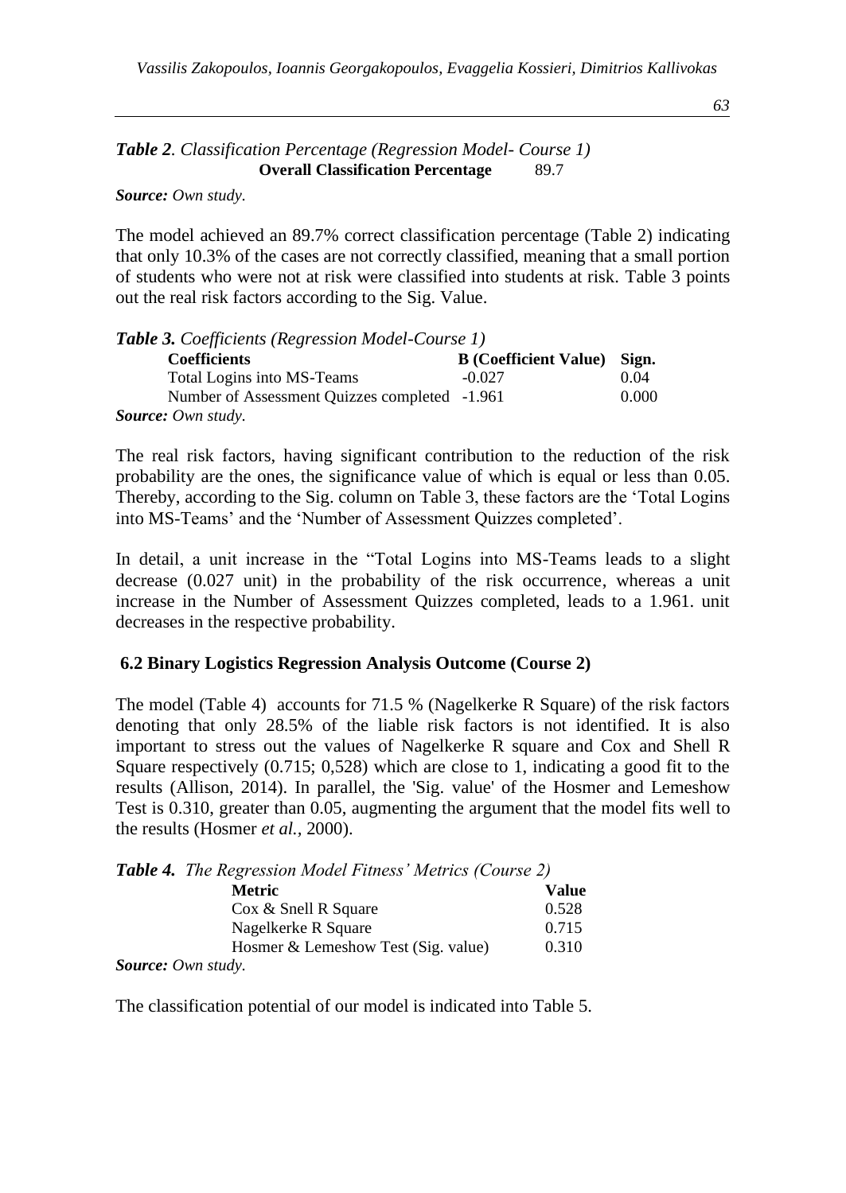***Table 2**. Classification Percentage (Regression Model- Course 1)*

| **Overall Classification Percentage** | 89.7 |
|---|---|

***Source:** Own study.*

The model achieved an 89.7% correct classification percentage (Table 2) indicating that only 10.3% of the cases are not correctly classified, meaning that a small portion of students who were not at risk were classified into students at risk. Table 3 points out the real risk factors according to the Sig. Value.

***Table 3.** Coefficients (Regression Model-Course 1)*

| **Coefficients** | **B (Coefficient Value)** | **Sign.** |
|---|---|---|
| Total Logins into MS-Teams | -0.027 | 0.04 |
| Number of Assessment Quizzes completed | -1.961 | 0.000 |

***Source:** Own study.*

The real risk factors, having significant contribution to the reduction of the risk probability are the ones, the significance value of which is equal or less than 0.05. Thereby, according to the Sig. column on Table 3, these factors are the 'Total Logins into MS-Teams' and the 'Number of Assessment Quizzes completed'.

In detail, a unit increase in the "Total Logins into MS-Teams leads to a slight decrease (0.027 unit) in the probability of the risk occurrence, whereas a unit increase in the Number of Assessment Quizzes completed, leads to a 1.961. unit decreases in the respective probability.

### 6.2 Binary Logistics Regression Analysis Outcome (Course 2)

The model (Table 4) accounts for 71.5 % (Nagelkerke R Square) of the risk factors denoting that only 28.5% of the liable risk factors is not identified. It is also important to stress out the values of Nagelkerke R square and Cox and Shell R Square respectively (0.715; 0,528) which are close to 1, indicating a good fit to the results (Allison, 2014). In parallel, the 'Sig. value' of the Hosmer and Lemeshow Test is 0.310, greater than 0.05, augmenting the argument that the model fits well to the results (Hosmer *et al.*, 2000).

***Table 4.** The Regression Model Fitness' Metrics (Course 2)*

| **Metric** | **Value** |
|---|---|
| Cox & Snell R Square | 0.528 |
| Nagelkerke R Square | 0.715 |
| Hosmer & Lemeshow Test (Sig. value) | 0.310 |

***Source:** Own study.*

The classification potential of our model is indicated into Table 5.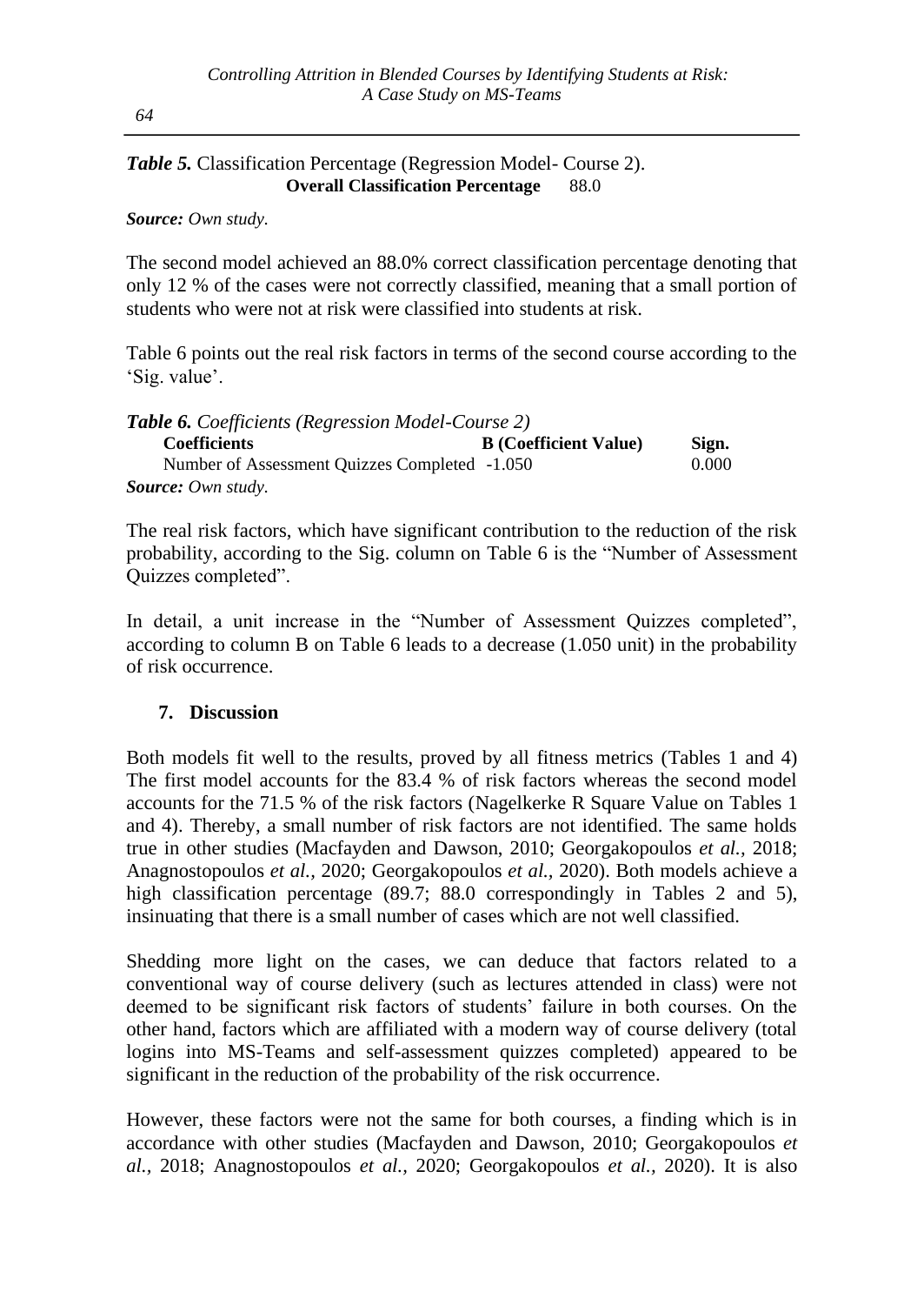***Table 5.*** Classification Percentage (Regression Model- Course 2).

| **Overall Classification Percentage** | 88.0 |
|---|---|

***Source:*** *Own study.*

The second model achieved an 88.0% correct classification percentage denoting that only 12 % of the cases were not correctly classified, meaning that a small portion of students who were not at risk were classified into students at risk.

Table 6 points out the real risk factors in terms of the second course according to the 'Sig. value'.

***Table 6.*** *Coefficients (Regression Model-Course 2)*

| **Coefficients** | **B (Coefficient Value)** | **Sign.** |
|---|---|---|
| Number of Assessment Quizzes Completed | -1.050 | 0.000 |

***Source:*** *Own study.*

The real risk factors, which have significant contribution to the reduction of the risk probability, according to the Sig. column on Table 6 is the "Number of Assessment Quizzes completed".

In detail, a unit increase in the "Number of Assessment Quizzes completed", according to column B on Table 6 leads to a decrease (1.050 unit) in the probability of risk occurrence.

## 7. Discussion

Both models fit well to the results, proved by all fitness metrics (Tables 1 and 4) The first model accounts for the 83.4 % of risk factors whereas the second model accounts for the 71.5 % of the risk factors (Nagelkerke R Square Value on Tables 1 and 4). Thereby, a small number of risk factors are not identified. The same holds true in other studies (Macfayden and Dawson, 2010; Georgakopoulos *et al.,* 2018; Anagnostopoulos *et al.,* 2020; Georgakopoulos *et al.,* 2020). Both models achieve a high classification percentage (89.7; 88.0 correspondingly in Tables 2 and 5), insinuating that there is a small number of cases which are not well classified.

Shedding more light on the cases, we can deduce that factors related to a conventional way of course delivery (such as lectures attended in class) were not deemed to be significant risk factors of students' failure in both courses. On the other hand, factors which are affiliated with a modern way of course delivery (total logins into MS-Teams and self-assessment quizzes completed) appeared to be significant in the reduction of the probability of the risk occurrence.

However, these factors were not the same for both courses, a finding which is in accordance with other studies (Macfayden and Dawson, 2010; Georgakopoulos *et al.,* 2018; Anagnostopoulos *et al.,* 2020; Georgakopoulos *et al.,* 2020). It is also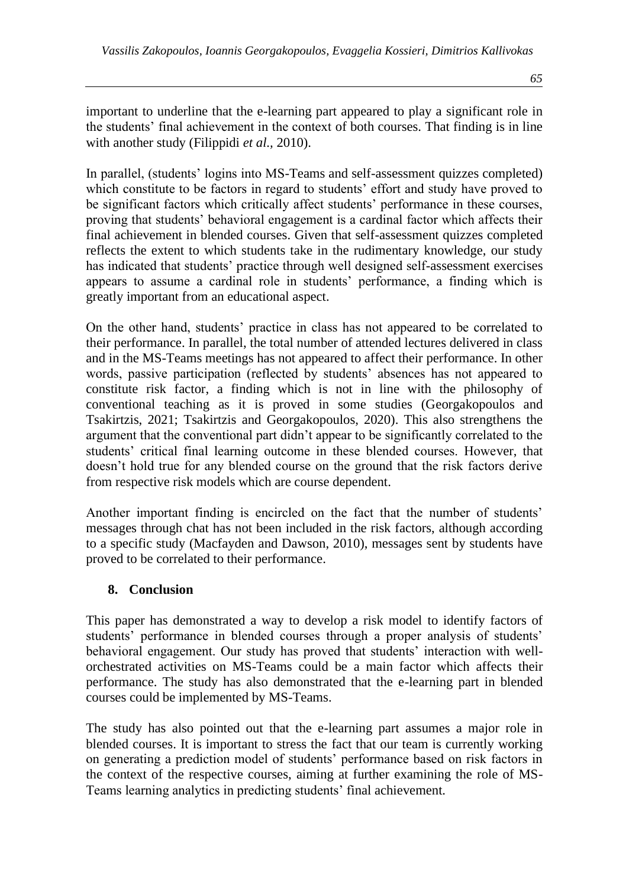important to underline that the e-learning part appeared to play a significant role in the students' final achievement in the context of both courses. That finding is in line with another study (Filippidi *et al.,* 2010).

In parallel, (students' logins into MS-Teams and self-assessment quizzes completed) which constitute to be factors in regard to students' effort and study have proved to be significant factors which critically affect students' performance in these courses, proving that students' behavioral engagement is a cardinal factor which affects their final achievement in blended courses. Given that self-assessment quizzes completed reflects the extent to which students take in the rudimentary knowledge, our study has indicated that students' practice through well designed self-assessment exercises appears to assume a cardinal role in students' performance, a finding which is greatly important from an educational aspect.

On the other hand, students' practice in class has not appeared to be correlated to their performance. In parallel, the total number of attended lectures delivered in class and in the MS-Teams meetings has not appeared to affect their performance. In other words, passive participation (reflected by students' absences has not appeared to constitute risk factor, a finding which is not in line with the philosophy of conventional teaching as it is proved in some studies (Georgakopoulos and Tsakirtzis, 2021; Tsakirtzis and Georgakopoulos, 2020). This also strengthens the argument that the conventional part didn't appear to be significantly correlated to the students' critical final learning outcome in these blended courses. However, that doesn't hold true for any blended course on the ground that the risk factors derive from respective risk models which are course dependent.

Another important finding is encircled on the fact that the number of students' messages through chat has not been included in the risk factors, although according to a specific study (Macfayden and Dawson, 2010), messages sent by students have proved to be correlated to their performance.

## 8. Conclusion

This paper has demonstrated a way to develop a risk model to identify factors of students' performance in blended courses through a proper analysis of students' behavioral engagement. Our study has proved that students' interaction with well-orchestrated activities on MS-Teams could be a main factor which affects their performance. The study has also demonstrated that the e-learning part in blended courses could be implemented by MS-Teams.

The study has also pointed out that the e-learning part assumes a major role in blended courses. It is important to stress the fact that our team is currently working on generating a prediction model of students' performance based on risk factors in the context of the respective courses, aiming at further examining the role of MS-Teams learning analytics in predicting students' final achievement.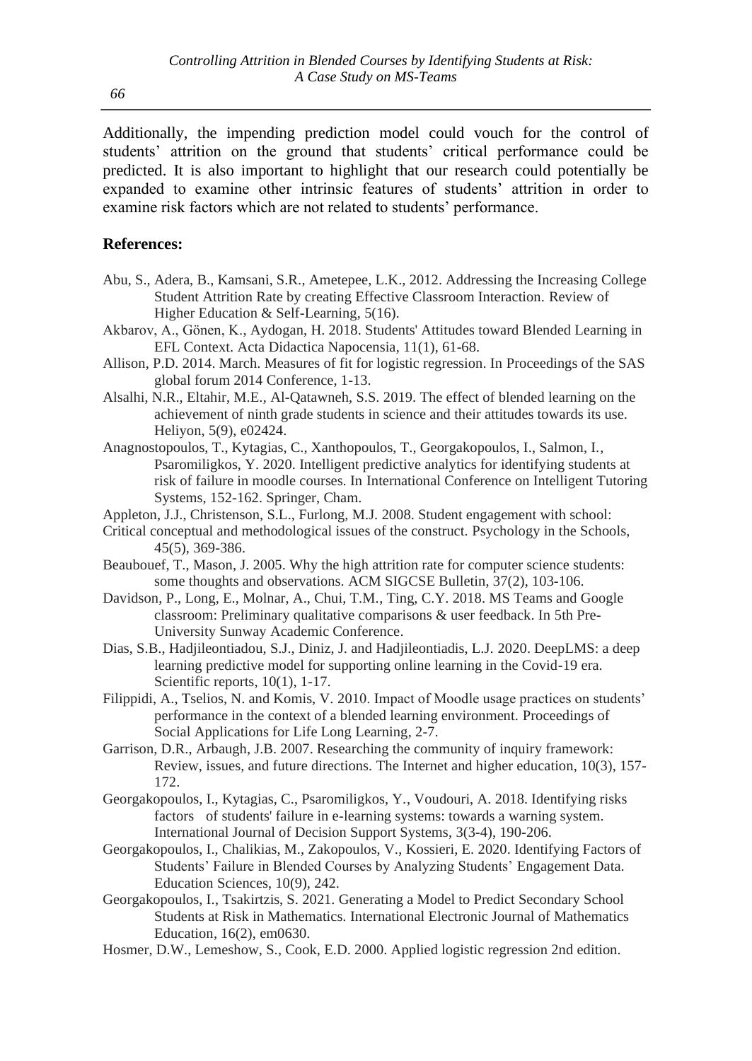Additionally, the impending prediction model could vouch for the control of students' attrition on the ground that students' critical performance could be predicted. It is also important to highlight that our research could potentially be expanded to examine other intrinsic features of students' attrition in order to examine risk factors which are not related to students' performance.

**References:**

Abu, S., Adera, B., Kamsani, S.R., Ametepee, L.K., 2012. Addressing the Increasing College Student Attrition Rate by creating Effective Classroom Interaction. Review of Higher Education & Self-Learning, 5(16).

Akbarov, A., Gönen, K., Aydogan, H. 2018. Students' Attitudes toward Blended Learning in EFL Context. Acta Didactica Napocensia, 11(1), 61-68.

Allison, P.D. 2014. March. Measures of fit for logistic regression. In Proceedings of the SAS global forum 2014 Conference, 1-13.

Alsalhi, N.R., Eltahir, M.E., Al-Qatawneh, S.S. 2019. The effect of blended learning on the achievement of ninth grade students in science and their attitudes towards its use. Heliyon, 5(9), e02424.

Anagnostopoulos, T., Kytagias, C., Xanthopoulos, T., Georgakopoulos, I., Salmon, I., Psaromiligkos, Y. 2020. Intelligent predictive analytics for identifying students at risk of failure in moodle courses. In International Conference on Intelligent Tutoring Systems, 152-162. Springer, Cham.

Appleton, J.J., Christenson, S.L., Furlong, M.J. 2008. Student engagement with school: Critical conceptual and methodological issues of the construct. Psychology in the Schools, 45(5), 369-386.

Beaubouef, T., Mason, J. 2005. Why the high attrition rate for computer science students: some thoughts and observations. ACM SIGCSE Bulletin, 37(2), 103-106.

Davidson, P., Long, E., Molnar, A., Chui, T.M., Ting, C.Y. 2018. MS Teams and Google classroom: Preliminary qualitative comparisons & user feedback. In 5th Pre-University Sunway Academic Conference.

Dias, S.B., Hadjileontiadou, S.J., Diniz, J. and Hadjileontiadis, L.J. 2020. DeepLMS: a deep learning predictive model for supporting online learning in the Covid-19 era. Scientific reports, 10(1), 1-17.

Filippidi, A., Tselios, N. and Komis, V. 2010. Impact of Moodle usage practices on students' performance in the context of a blended learning environment. Proceedings of Social Applications for Life Long Learning, 2-7.

Garrison, D.R., Arbaugh, J.B. 2007. Researching the community of inquiry framework: Review, issues, and future directions. The Internet and higher education, 10(3), 157-172.

Georgakopoulos, I., Kytagias, C., Psaromiligkos, Y., Voudouri, A. 2018. Identifying risks factors of students' failure in e-learning systems: towards a warning system. International Journal of Decision Support Systems, 3(3-4), 190-206.

Georgakopoulos, I., Chalikias, M., Zakopoulos, V., Kossieri, E. 2020. Identifying Factors of Students' Failure in Blended Courses by Analyzing Students' Engagement Data. Education Sciences, 10(9), 242.

Georgakopoulos, I., Tsakirtzis, S. 2021. Generating a Model to Predict Secondary School Students at Risk in Mathematics. International Electronic Journal of Mathematics Education, 16(2), em0630.

Hosmer, D.W., Lemeshow, S., Cook, E.D. 2000. Applied logistic regression 2nd edition.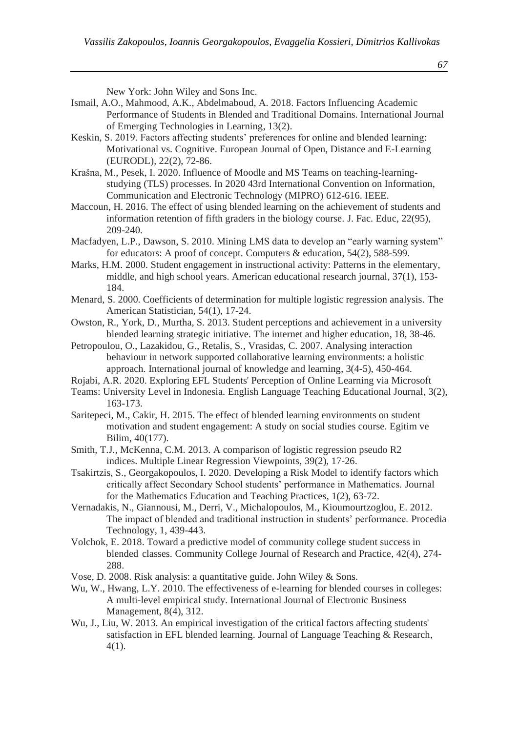New York: John Wiley and Sons Inc.

Ismail, A.O., Mahmood, A.K., Abdelmaboud, A. 2018. Factors Influencing Academic Performance of Students in Blended and Traditional Domains. International Journal of Emerging Technologies in Learning, 13(2).

Keskin, S. 2019. Factors affecting students' preferences for online and blended learning: Motivational vs. Cognitive. European Journal of Open, Distance and E-Learning (EURODL), 22(2), 72-86.

Krašna, M., Pesek, I. 2020. Influence of Moodle and MS Teams on teaching-learning-studying (TLS) processes. In 2020 43rd International Convention on Information, Communication and Electronic Technology (MIPRO) 612-616. IEEE.

Maccoun, H. 2016. The effect of using blended learning on the achievement of students and information retention of fifth graders in the biology course. J. Fac. Educ, 22(95), 209-240.

Macfadyen, L.P., Dawson, S. 2010. Mining LMS data to develop an "early warning system" for educators: A proof of concept. Computers & education, 54(2), 588-599.

Marks, H.M. 2000. Student engagement in instructional activity: Patterns in the elementary, middle, and high school years. American educational research journal, 37(1), 153-184.

Menard, S. 2000. Coefficients of determination for multiple logistic regression analysis. The American Statistician, 54(1), 17-24.

Owston, R., York, D., Murtha, S. 2013. Student perceptions and achievement in a university blended learning strategic initiative. The internet and higher education, 18, 38-46.

Petropoulou, O., Lazakidou, G., Retalis, S., Vrasidas, C. 2007. Analysing interaction behaviour in network supported collaborative learning environments: a holistic approach. International journal of knowledge and learning, 3(4-5), 450-464.

Rojabi, A.R. 2020. Exploring EFL Students' Perception of Online Learning via Microsoft Teams: University Level in Indonesia. English Language Teaching Educational Journal, 3(2), 163-173.

Saritepeci, M., Cakir, H. 2015. The effect of blended learning environments on student motivation and student engagement: A study on social studies course. Egitim ve Bilim, 40(177).

Smith, T.J., McKenna, C.M. 2013. A comparison of logistic regression pseudo R2 indices. Multiple Linear Regression Viewpoints, 39(2), 17-26.

Tsakirtzis, S., Georgakopoulos, I. 2020. Developing a Risk Model to identify factors which critically affect Secondary School students' performance in Mathematics. Journal for the Mathematics Education and Teaching Practices, 1(2), 63-72.

Vernadakis, N., Giannousi, M., Derri, V., Michalopoulos, M., Kioumourtzoglou, E. 2012. The impact of blended and traditional instruction in students' performance. Procedia Technology, 1, 439-443.

Volchok, E. 2018. Toward a predictive model of community college student success in blended classes. Community College Journal of Research and Practice, 42(4), 274-288.

Vose, D. 2008. Risk analysis: a quantitative guide. John Wiley & Sons.

Wu, W., Hwang, L.Y. 2010. The effectiveness of e-learning for blended courses in colleges: A multi-level empirical study. International Journal of Electronic Business Management, 8(4), 312.

Wu, J., Liu, W. 2013. An empirical investigation of the critical factors affecting students' satisfaction in EFL blended learning. Journal of Language Teaching & Research, 4(1).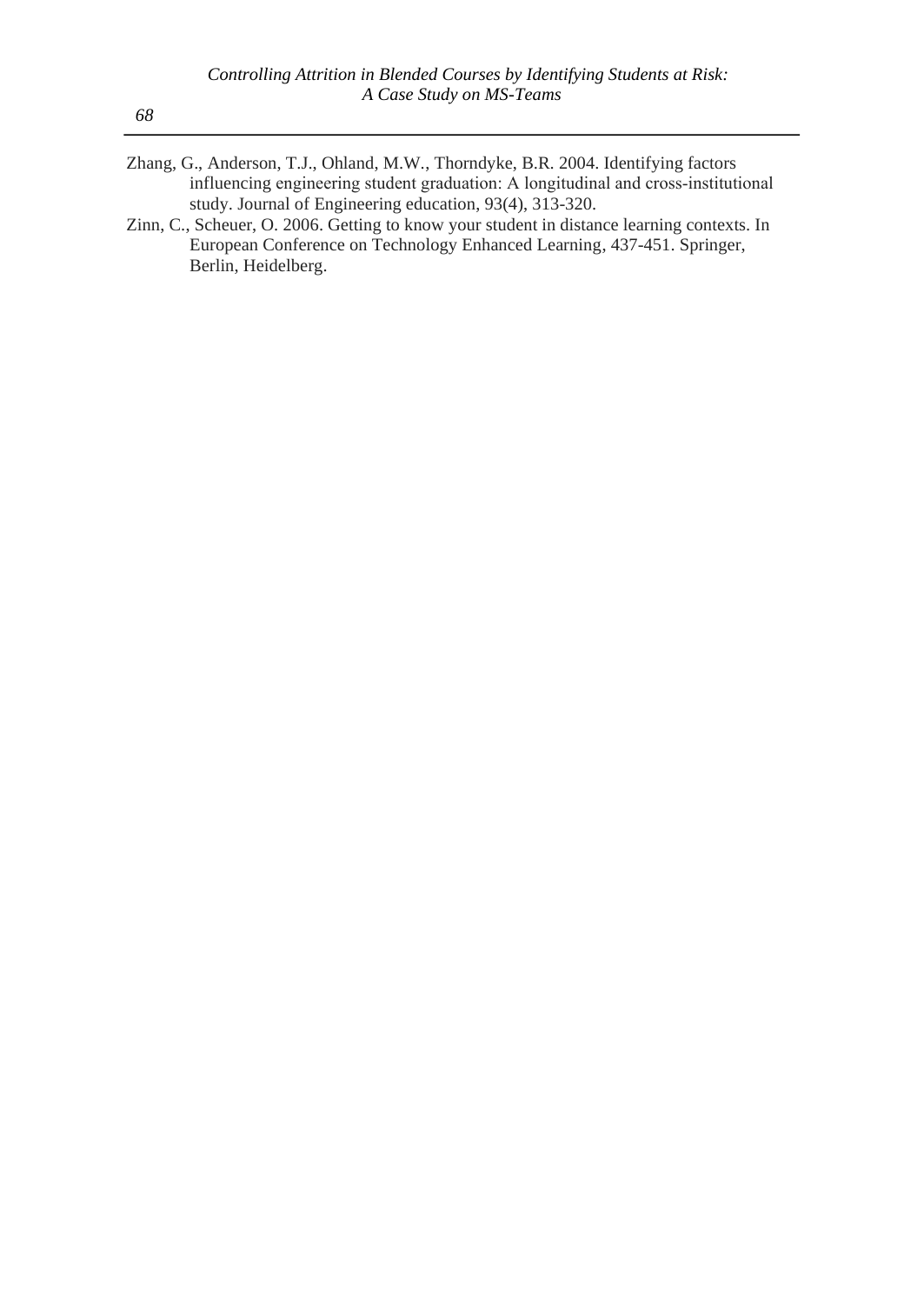Zhang, G., Anderson, T.J., Ohland, M.W., Thorndyke, B.R. 2004. Identifying factors influencing engineering student graduation: A longitudinal and cross-institutional study. Journal of Engineering education, 93(4), 313-320.

Zinn, C., Scheuer, O. 2006. Getting to know your student in distance learning contexts. In European Conference on Technology Enhanced Learning, 437-451. Springer, Berlin, Heidelberg.